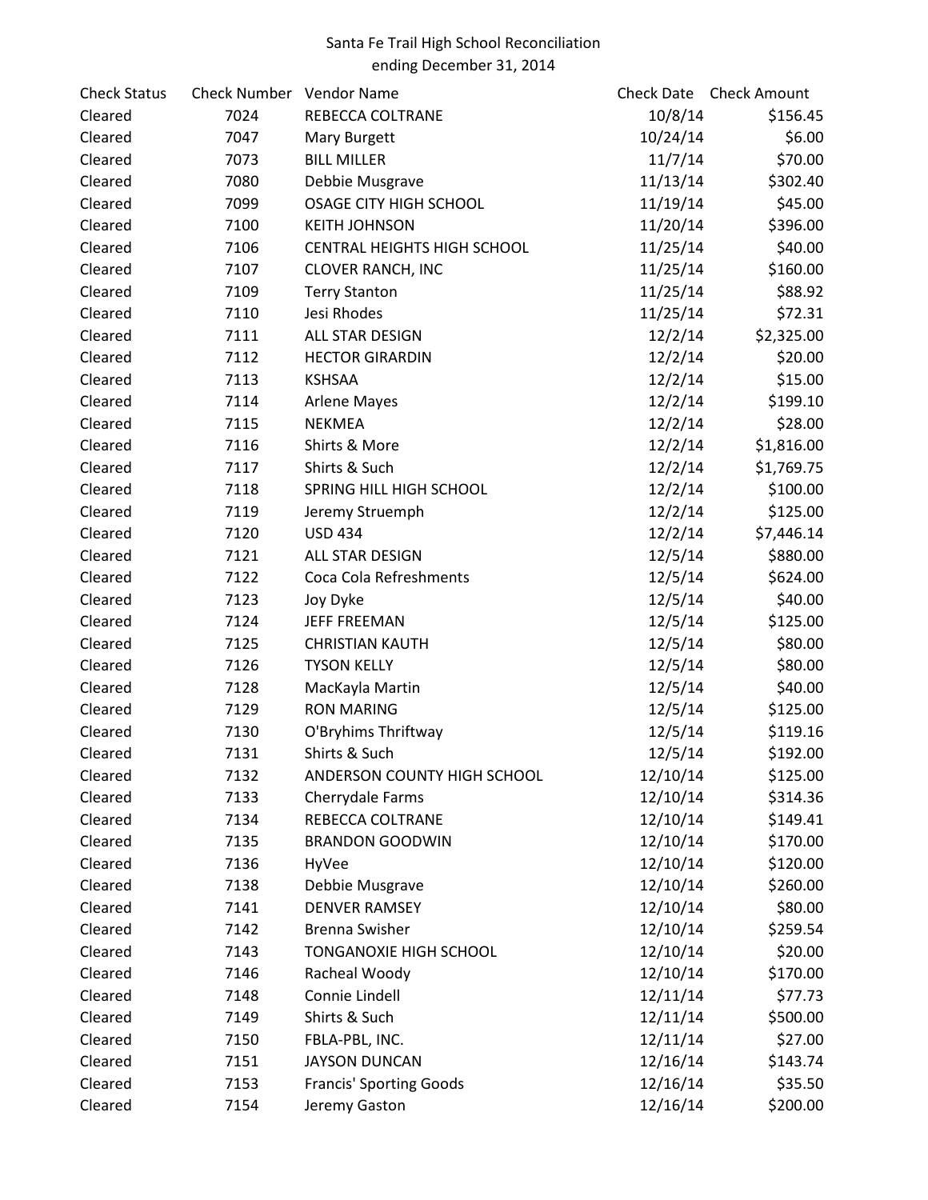# Santa Fe Trail High School Reconciliation
ending December 31, 2014

| Check Status | Check Number | Vendor Name | Check Date | Check Amount |
|---|---|---|---|---|
| Cleared | 7024 | REBECCA COLTRANE | 10/8/14 | $156.45 |
| Cleared | 7047 | Mary Burgett | 10/24/14 | $6.00 |
| Cleared | 7073 | BILL MILLER | 11/7/14 | $70.00 |
| Cleared | 7080 | Debbie Musgrave | 11/13/14 | $302.40 |
| Cleared | 7099 | OSAGE CITY HIGH SCHOOL | 11/19/14 | $45.00 |
| Cleared | 7100 | KEITH JOHNSON | 11/20/14 | $396.00 |
| Cleared | 7106 | CENTRAL HEIGHTS HIGH SCHOOL | 11/25/14 | $40.00 |
| Cleared | 7107 | CLOVER RANCH, INC | 11/25/14 | $160.00 |
| Cleared | 7109 | Terry Stanton | 11/25/14 | $88.92 |
| Cleared | 7110 | Jesi Rhodes | 11/25/14 | $72.31 |
| Cleared | 7111 | ALL STAR DESIGN | 12/2/14 | $2,325.00 |
| Cleared | 7112 | HECTOR GIRARDIN | 12/2/14 | $20.00 |
| Cleared | 7113 | KSHSAA | 12/2/14 | $15.00 |
| Cleared | 7114 | Arlene Mayes | 12/2/14 | $199.10 |
| Cleared | 7115 | NEKMEA | 12/2/14 | $28.00 |
| Cleared | 7116 | Shirts & More | 12/2/14 | $1,816.00 |
| Cleared | 7117 | Shirts & Such | 12/2/14 | $1,769.75 |
| Cleared | 7118 | SPRING HILL HIGH SCHOOL | 12/2/14 | $100.00 |
| Cleared | 7119 | Jeremy Struemph | 12/2/14 | $125.00 |
| Cleared | 7120 | USD 434 | 12/2/14 | $7,446.14 |
| Cleared | 7121 | ALL STAR DESIGN | 12/5/14 | $880.00 |
| Cleared | 7122 | Coca Cola Refreshments | 12/5/14 | $624.00 |
| Cleared | 7123 | Joy Dyke | 12/5/14 | $40.00 |
| Cleared | 7124 | JEFF FREEMAN | 12/5/14 | $125.00 |
| Cleared | 7125 | CHRISTIAN KAUTH | 12/5/14 | $80.00 |
| Cleared | 7126 | TYSON KELLY | 12/5/14 | $80.00 |
| Cleared | 7128 | MacKayla Martin | 12/5/14 | $40.00 |
| Cleared | 7129 | RON MARING | 12/5/14 | $125.00 |
| Cleared | 7130 | O'Bryhims Thriftway | 12/5/14 | $119.16 |
| Cleared | 7131 | Shirts & Such | 12/5/14 | $192.00 |
| Cleared | 7132 | ANDERSON COUNTY HIGH SCHOOL | 12/10/14 | $125.00 |
| Cleared | 7133 | Cherrydale Farms | 12/10/14 | $314.36 |
| Cleared | 7134 | REBECCA COLTRANE | 12/10/14 | $149.41 |
| Cleared | 7135 | BRANDON GOODWIN | 12/10/14 | $170.00 |
| Cleared | 7136 | HyVee | 12/10/14 | $120.00 |
| Cleared | 7138 | Debbie Musgrave | 12/10/14 | $260.00 |
| Cleared | 7141 | DENVER RAMSEY | 12/10/14 | $80.00 |
| Cleared | 7142 | Brenna Swisher | 12/10/14 | $259.54 |
| Cleared | 7143 | TONGANOXIE HIGH SCHOOL | 12/10/14 | $20.00 |
| Cleared | 7146 | Racheal Woody | 12/10/14 | $170.00 |
| Cleared | 7148 | Connie Lindell | 12/11/14 | $77.73 |
| Cleared | 7149 | Shirts & Such | 12/11/14 | $500.00 |
| Cleared | 7150 | FBLA-PBL, INC. | 12/11/14 | $27.00 |
| Cleared | 7151 | JAYSON DUNCAN | 12/16/14 | $143.74 |
| Cleared | 7153 | Francis' Sporting Goods | 12/16/14 | $35.50 |
| Cleared | 7154 | Jeremy Gaston | 12/16/14 | $200.00 |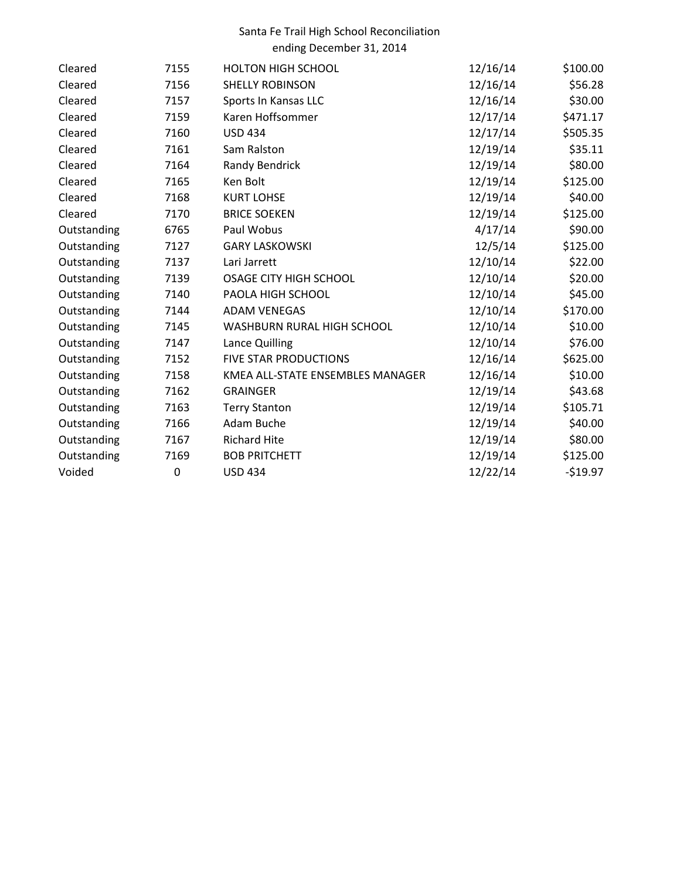Santa Fe Trail High School Reconciliation
ending December 31, 2014

| | | | | |
|---|---|---|---|---|
| Cleared | 7155 | HOLTON HIGH SCHOOL | 12/16/14 | $100.00 |
| Cleared | 7156 | SHELLY ROBINSON | 12/16/14 | $56.28 |
| Cleared | 7157 | Sports In Kansas LLC | 12/16/14 | $30.00 |
| Cleared | 7159 | Karen Hoffsommer | 12/17/14 | $471.17 |
| Cleared | 7160 | USD 434 | 12/17/14 | $505.35 |
| Cleared | 7161 | Sam Ralston | 12/19/14 | $35.11 |
| Cleared | 7164 | Randy Bendrick | 12/19/14 | $80.00 |
| Cleared | 7165 | Ken Bolt | 12/19/14 | $125.00 |
| Cleared | 7168 | KURT LOHSE | 12/19/14 | $40.00 |
| Cleared | 7170 | BRICE SOEKEN | 12/19/14 | $125.00 |
| Outstanding | 6765 | Paul Wobus | 4/17/14 | $90.00 |
| Outstanding | 7127 | GARY LASKOWSKI | 12/5/14 | $125.00 |
| Outstanding | 7137 | Lari Jarrett | 12/10/14 | $22.00 |
| Outstanding | 7139 | OSAGE CITY HIGH SCHOOL | 12/10/14 | $20.00 |
| Outstanding | 7140 | PAOLA HIGH SCHOOL | 12/10/14 | $45.00 |
| Outstanding | 7144 | ADAM VENEGAS | 12/10/14 | $170.00 |
| Outstanding | 7145 | WASHBURN RURAL HIGH SCHOOL | 12/10/14 | $10.00 |
| Outstanding | 7147 | Lance Quilling | 12/10/14 | $76.00 |
| Outstanding | 7152 | FIVE STAR PRODUCTIONS | 12/16/14 | $625.00 |
| Outstanding | 7158 | KMEA ALL-STATE ENSEMBLES MANAGER | 12/16/14 | $10.00 |
| Outstanding | 7162 | GRAINGER | 12/19/14 | $43.68 |
| Outstanding | 7163 | Terry Stanton | 12/19/14 | $105.71 |
| Outstanding | 7166 | Adam Buche | 12/19/14 | $40.00 |
| Outstanding | 7167 | Richard Hite | 12/19/14 | $80.00 |
| Outstanding | 7169 | BOB PRITCHETT | 12/19/14 | $125.00 |
| Voided | 0 | USD 434 | 12/22/14 | -$19.97 |